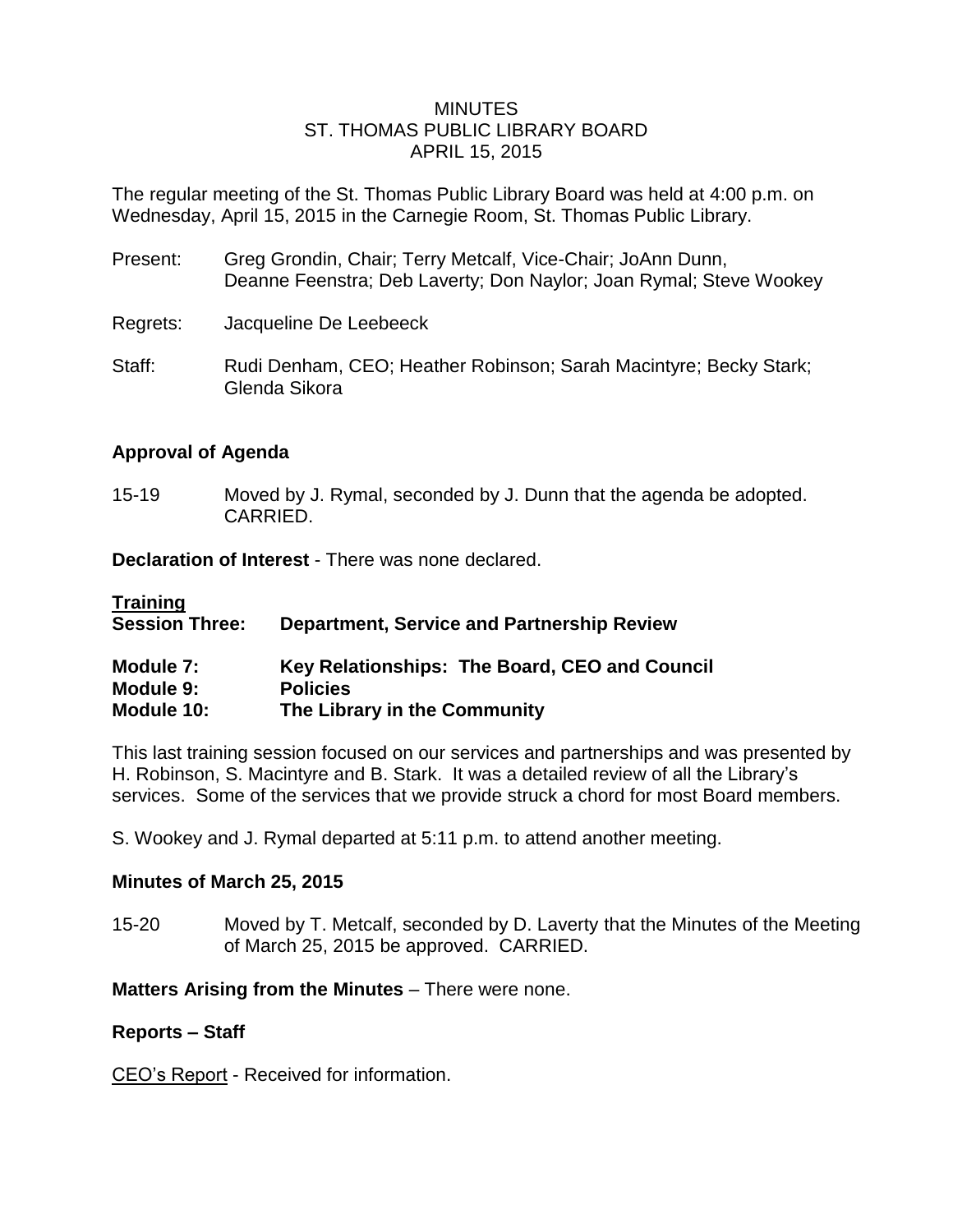# MINUTES
## ST. THOMAS PUBLIC LIBRARY BOARD
### APRIL 15, 2015

The regular meeting of the St. Thomas Public Library Board was held at 4:00 p.m. on Wednesday, April 15, 2015 in the Carnegie Room, St. Thomas Public Library.

Present: Greg Grondin, Chair; Terry Metcalf, Vice-Chair; JoAnn Dunn, Deanne Feenstra; Deb Laverty; Don Naylor; Joan Rymal; Steve Wookey

Regrets: Jacqueline De Leebeeck

Staff: Rudi Denham, CEO; Heather Robinson; Sarah Macintyre; Becky Stark; Glenda Sikora

**Approval of Agenda**

15-19 Moved by J. Rymal, seconded by J. Dunn that the agenda be adopted. CARRIED.

**Declaration of Interest** - There was none declared.

**Training**

**Session Three: Department, Service and Partnership Review**

**Module 7: Key Relationships: The Board, CEO and Council**
**Module 9: Policies**
**Module 10: The Library in the Community**

This last training session focused on our services and partnerships and was presented by H. Robinson, S. Macintyre and B. Stark. It was a detailed review of all the Library's services. Some of the services that we provide struck a chord for most Board members.

S. Wookey and J. Rymal departed at 5:11 p.m. to attend another meeting.

**Minutes of March 25, 2015**

15-20 Moved by T. Metcalf, seconded by D. Laverty that the Minutes of the Meeting of March 25, 2015 be approved. CARRIED.

**Matters Arising from the Minutes** – There were none.

**Reports – Staff**

CEO's Report - Received for information.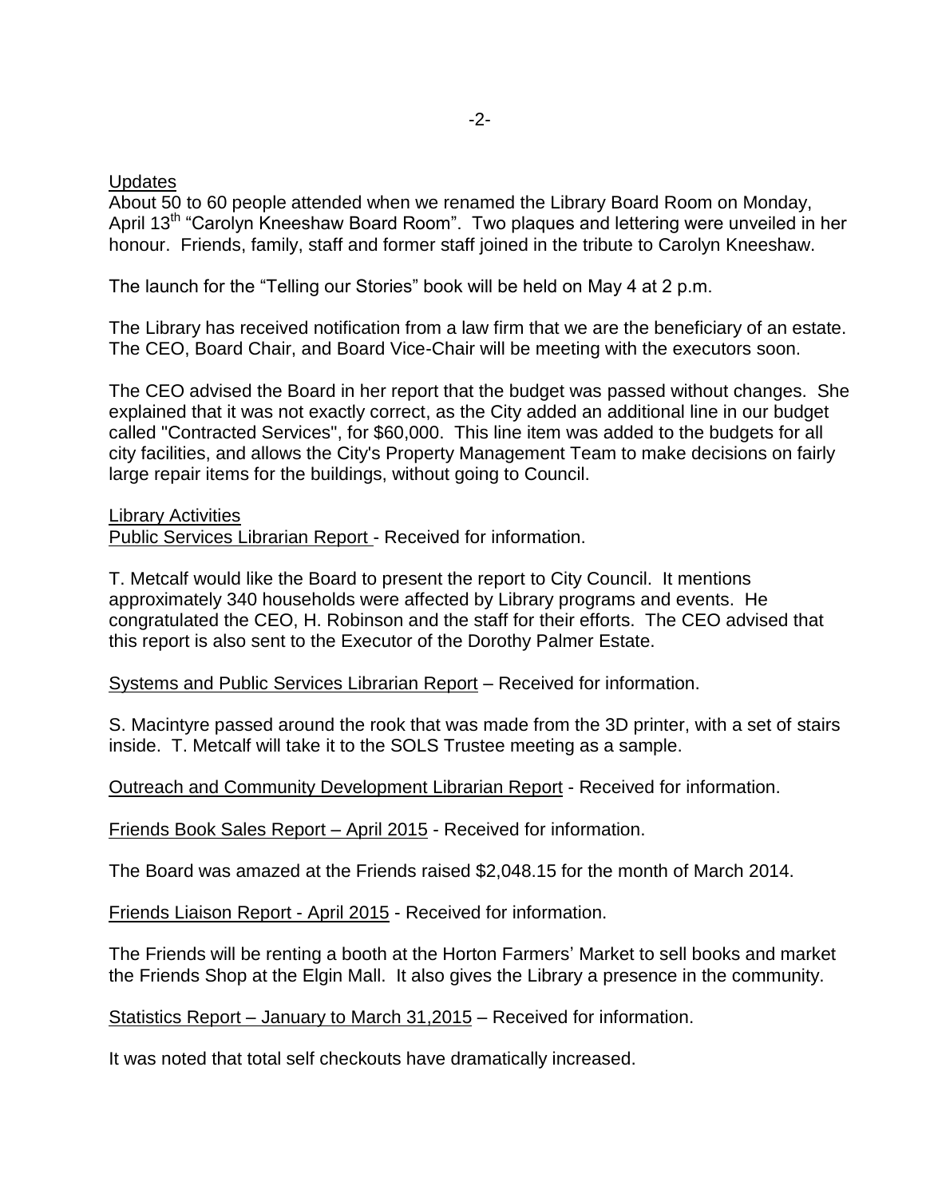Updates

About 50 to 60 people attended when we renamed the Library Board Room on Monday, April 13th "Carolyn Kneeshaw Board Room". Two plaques and lettering were unveiled in her honour. Friends, family, staff and former staff joined in the tribute to Carolyn Kneeshaw.

The launch for the "Telling our Stories" book will be held on May 4 at 2 p.m.

The Library has received notification from a law firm that we are the beneficiary of an estate. The CEO, Board Chair, and Board Vice-Chair will be meeting with the executors soon.

The CEO advised the Board in her report that the budget was passed without changes. She explained that it was not exactly correct, as the City added an additional line in our budget called "Contracted Services", for $60,000. This line item was added to the budgets for all city facilities, and allows the City's Property Management Team to make decisions on fairly large repair items for the buildings, without going to Council.

Library Activities

Public Services Librarian Report - Received for information.

T. Metcalf would like the Board to present the report to City Council. It mentions approximately 340 households were affected by Library programs and events. He congratulated the CEO, H. Robinson and the staff for their efforts. The CEO advised that this report is also sent to the Executor of the Dorothy Palmer Estate.

Systems and Public Services Librarian Report – Received for information.

S. Macintyre passed around the rook that was made from the 3D printer, with a set of stairs inside. T. Metcalf will take it to the SOLS Trustee meeting as a sample.

Outreach and Community Development Librarian Report - Received for information.

Friends Book Sales Report – April 2015 - Received for information.

The Board was amazed at the Friends raised $2,048.15 for the month of March 2014.

Friends Liaison Report - April 2015 - Received for information.

The Friends will be renting a booth at the Horton Farmers' Market to sell books and market the Friends Shop at the Elgin Mall. It also gives the Library a presence in the community.

Statistics Report – January to March 31,2015 – Received for information.

It was noted that total self checkouts have dramatically increased.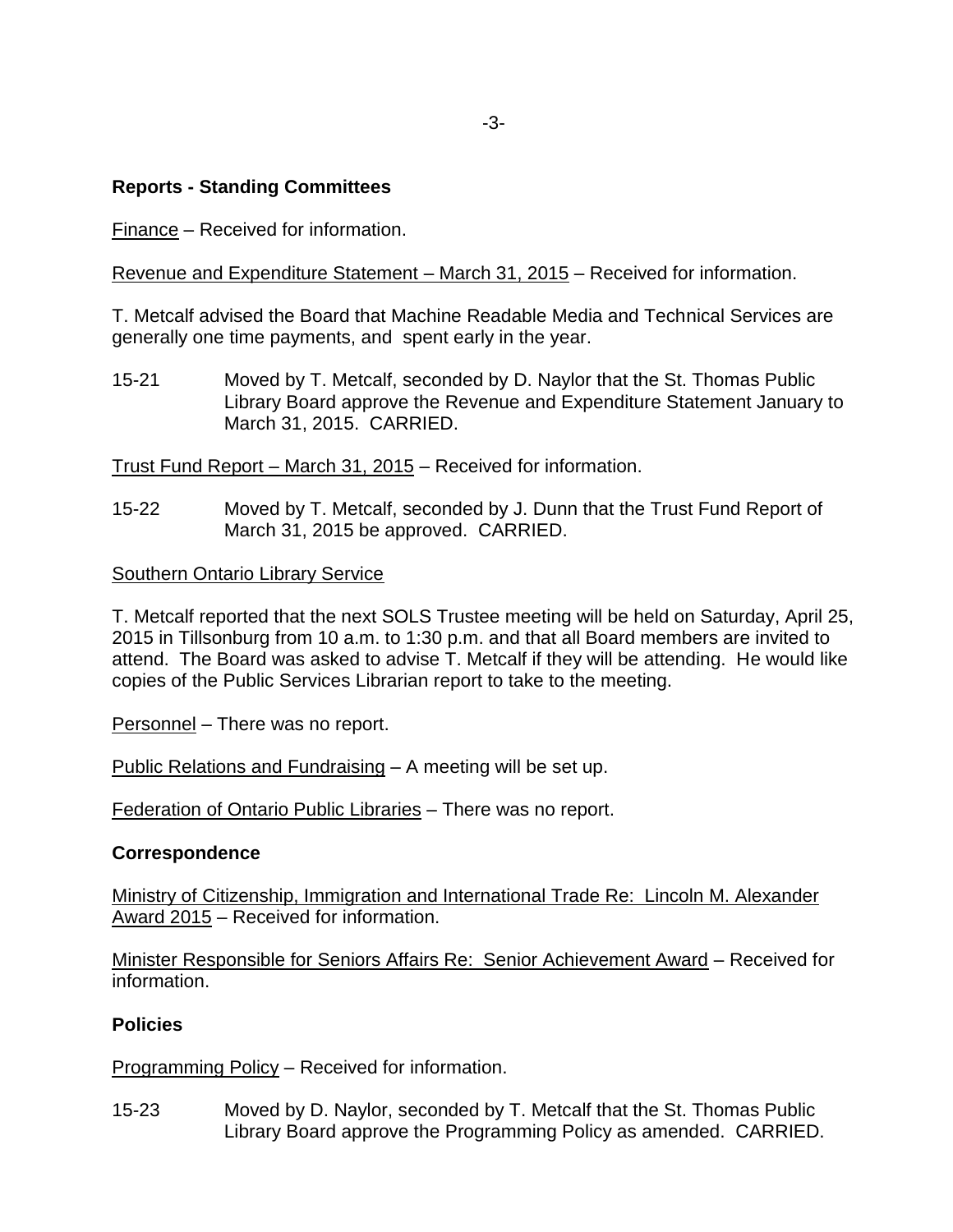## Reports - Standing Committees

Finance – Received for information.

Revenue and Expenditure Statement – March 31, 2015 – Received for information.

T. Metcalf advised the Board that Machine Readable Media and Technical Services are generally one time payments, and spent early in the year.

15-21 Moved by T. Metcalf, seconded by D. Naylor that the St. Thomas Public Library Board approve the Revenue and Expenditure Statement January to March 31, 2015. CARRIED.

Trust Fund Report – March 31, 2015 – Received for information.

15-22 Moved by T. Metcalf, seconded by J. Dunn that the Trust Fund Report of March 31, 2015 be approved. CARRIED.

Southern Ontario Library Service

T. Metcalf reported that the next SOLS Trustee meeting will be held on Saturday, April 25, 2015 in Tillsonburg from 10 a.m. to 1:30 p.m. and that all Board members are invited to attend. The Board was asked to advise T. Metcalf if they will be attending. He would like copies of the Public Services Librarian report to take to the meeting.

Personnel – There was no report.

Public Relations and Fundraising – A meeting will be set up.

Federation of Ontario Public Libraries – There was no report.

## Correspondence

Ministry of Citizenship, Immigration and International Trade Re: Lincoln M. Alexander Award 2015 – Received for information.

Minister Responsible for Seniors Affairs Re: Senior Achievement Award – Received for information.

## Policies

Programming Policy – Received for information.

15-23 Moved by D. Naylor, seconded by T. Metcalf that the St. Thomas Public Library Board approve the Programming Policy as amended. CARRIED.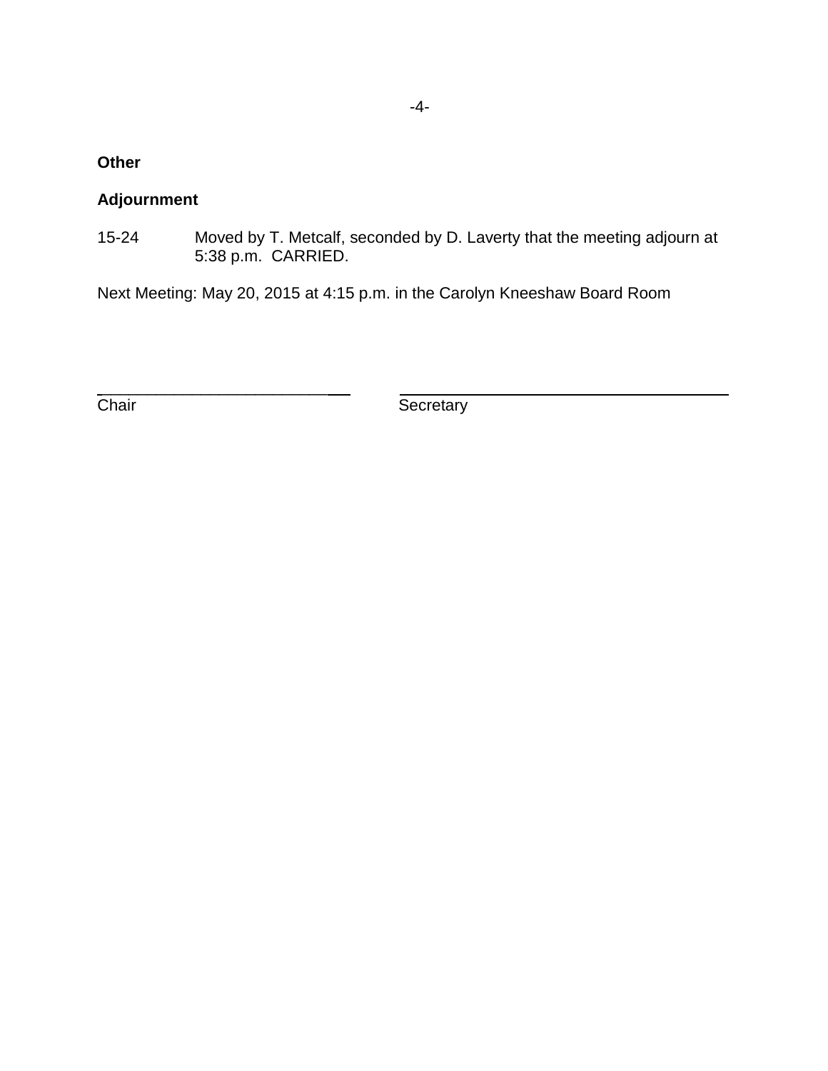**Other**

**Adjournment**

15-24 Moved by T. Metcalf, seconded by D. Laverty that the meeting adjourn at 5:38 p.m. CARRIED.

Next Meeting: May 20, 2015 at 4:15 p.m. in the Carolyn Kneeshaw Board Room

\_\_\_\_\_\_\_\_\_\_\_\_\_\_\_\_\_\_\_\_\_\_\_\_\_\_\_\_ \_\_\_\_\_\_\_\_\_\_\_\_\_\_\_\_\_\_\_\_\_\_\_\_\_\_\_\_\_\_\_\_\_\_\_\_\_\_\_\_

Chair Secretary